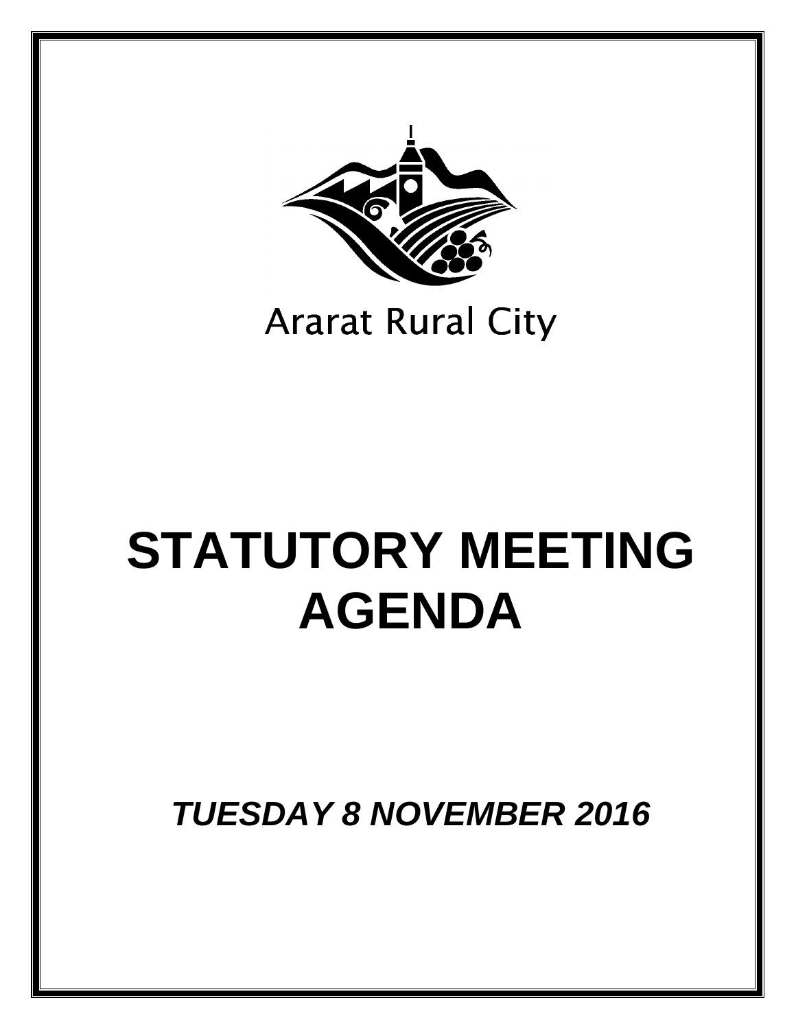Ararat Rural City

# STATUTORY MEETING AGENDA

***TUESDAY 8 NOVEMBER 2016***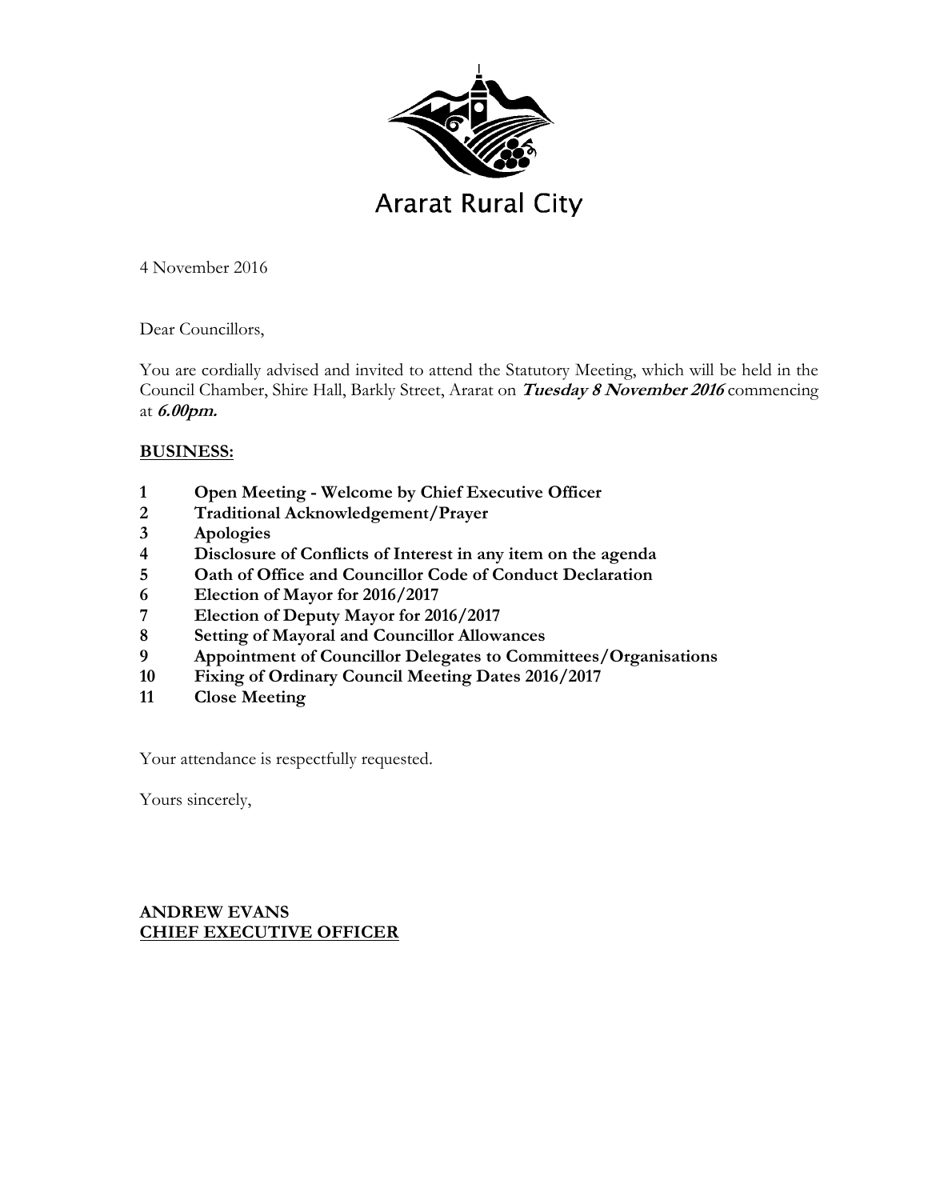Ararat Rural City

4 November 2016

Dear Councillors,

You are cordially advised and invited to attend the Statutory Meeting, which will be held in the Council Chamber, Shire Hall, Barkly Street, Ararat on ***Tuesday 8 November 2016*** commencing at ***6.00pm.***

**BUSINESS:**

**1 Open Meeting - Welcome by Chief Executive Officer**
**2 Traditional Acknowledgement/Prayer**
**3 Apologies**
**4 Disclosure of Conflicts of Interest in any item on the agenda**
**5 Oath of Office and Councillor Code of Conduct Declaration**
**6 Election of Mayor for 2016/2017**
**7 Election of Deputy Mayor for 2016/2017**
**8 Setting of Mayoral and Councillor Allowances**
**9 Appointment of Councillor Delegates to Committees/Organisations**
**10 Fixing of Ordinary Council Meeting Dates 2016/2017**
**11 Close Meeting**

Your attendance is respectfully requested.

Yours sincerely,

**ANDREW EVANS**
**CHIEF EXECUTIVE OFFICER**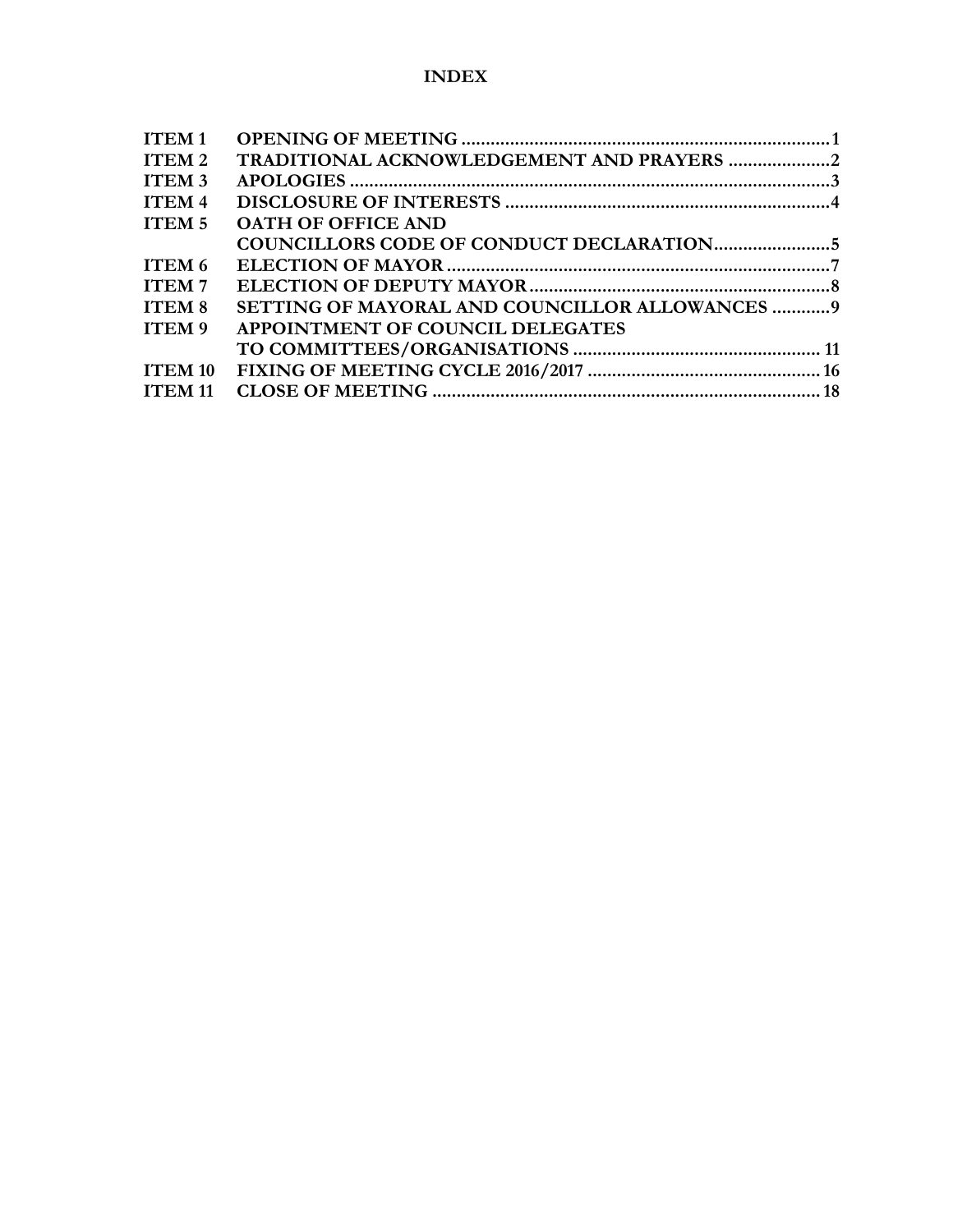# INDEX

| | | |
|---|---|---|
| **ITEM 1** | **OPENING OF MEETING** | **1** |
| **ITEM 2** | **TRADITIONAL ACKNOWLEDGEMENT AND PRAYERS** | **2** |
| **ITEM 3** | **APOLOGIES** | **3** |
| **ITEM 4** | **DISCLOSURE OF INTERESTS** | **4** |
| **ITEM 5** | **OATH OF OFFICE AND COUNCILLORS CODE OF CONDUCT DECLARATION** | **5** |
| **ITEM 6** | **ELECTION OF MAYOR** | **7** |
| **ITEM 7** | **ELECTION OF DEPUTY MAYOR** | **8** |
| **ITEM 8** | **SETTING OF MAYORAL AND COUNCILLOR ALLOWANCES** | **9** |
| **ITEM 9** | **APPOINTMENT OF COUNCIL DELEGATES TO COMMITTEES/ORGANISATIONS** | **11** |
| **ITEM 10** | **FIXING OF MEETING CYCLE 2016/2017** | **16** |
| **ITEM 11** | **CLOSE OF MEETING** | **18** |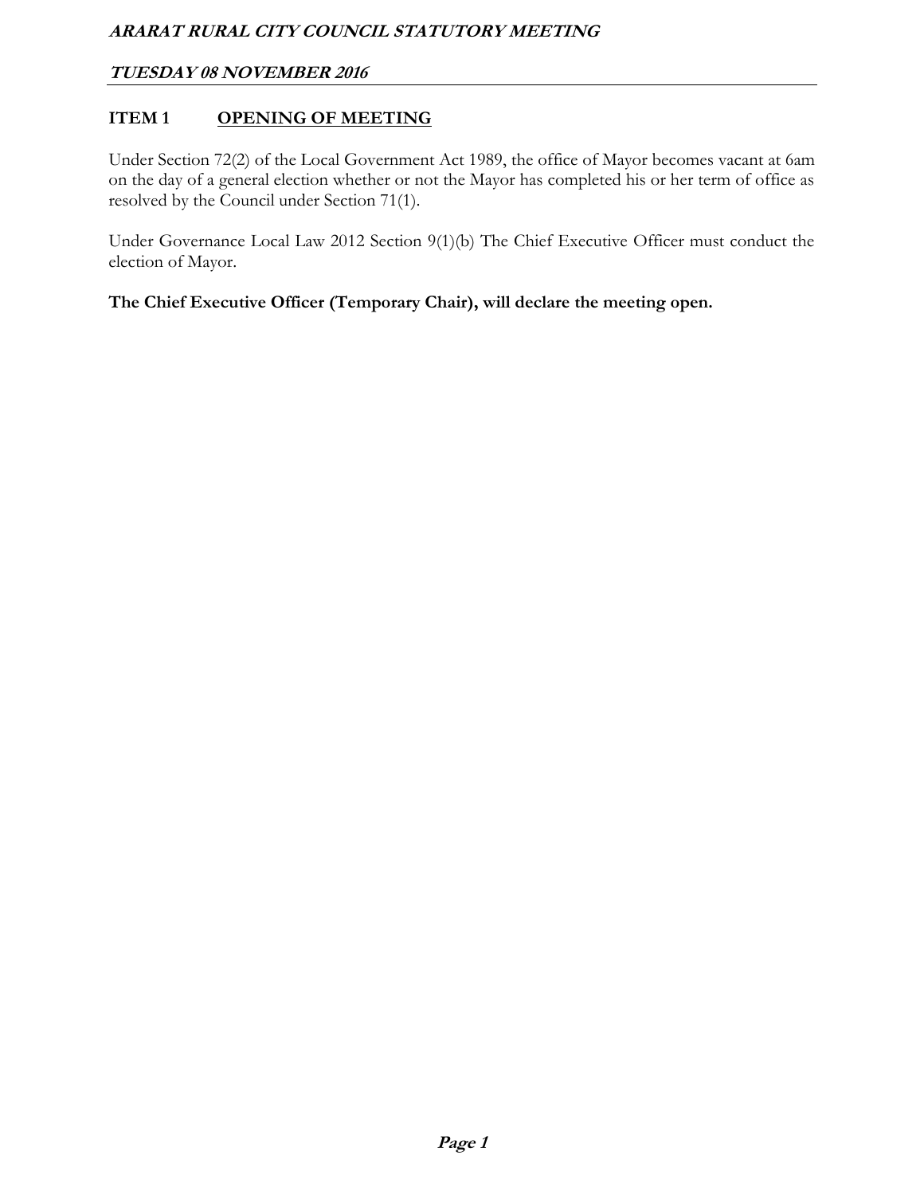## ITEM 1 OPENING OF MEETING

Under Section 72(2) of the Local Government Act 1989, the office of Mayor becomes vacant at 6am on the day of a general election whether or not the Mayor has completed his or her term of office as resolved by the Council under Section 71(1).

Under Governance Local Law 2012 Section 9(1)(b) The Chief Executive Officer must conduct the election of Mayor.

**The Chief Executive Officer (Temporary Chair), will declare the meeting open.**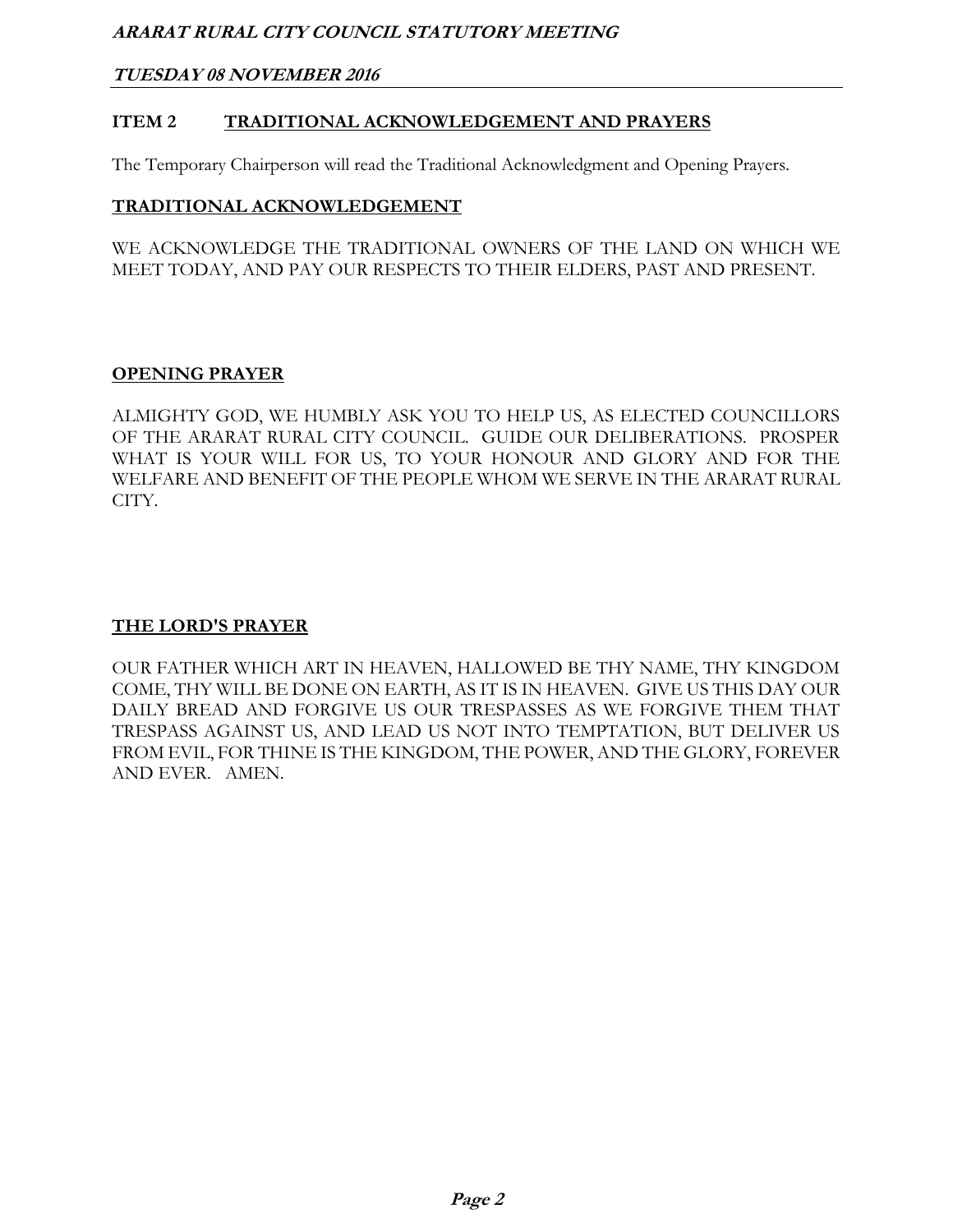## ITEM 2 TRADITIONAL ACKNOWLEDGEMENT AND PRAYERS

The Temporary Chairperson will read the Traditional Acknowledgment and Opening Prayers.

### TRADITIONAL ACKNOWLEDGEMENT

WE ACKNOWLEDGE THE TRADITIONAL OWNERS OF THE LAND ON WHICH WE MEET TODAY, AND PAY OUR RESPECTS TO THEIR ELDERS, PAST AND PRESENT.

### OPENING PRAYER

ALMIGHTY GOD, WE HUMBLY ASK YOU TO HELP US, AS ELECTED COUNCILLORS OF THE ARARAT RURAL CITY COUNCIL. GUIDE OUR DELIBERATIONS. PROSPER WHAT IS YOUR WILL FOR US, TO YOUR HONOUR AND GLORY AND FOR THE WELFARE AND BENEFIT OF THE PEOPLE WHOM WE SERVE IN THE ARARAT RURAL CITY.

### THE LORD'S PRAYER

OUR FATHER WHICH ART IN HEAVEN, HALLOWED BE THY NAME, THY KINGDOM COME, THY WILL BE DONE ON EARTH, AS IT IS IN HEAVEN. GIVE US THIS DAY OUR DAILY BREAD AND FORGIVE US OUR TRESPASSES AS WE FORGIVE THEM THAT TRESPASS AGAINST US, AND LEAD US NOT INTO TEMPTATION, BUT DELIVER US FROM EVIL, FOR THINE IS THE KINGDOM, THE POWER, AND THE GLORY, FOREVER AND EVER. AMEN.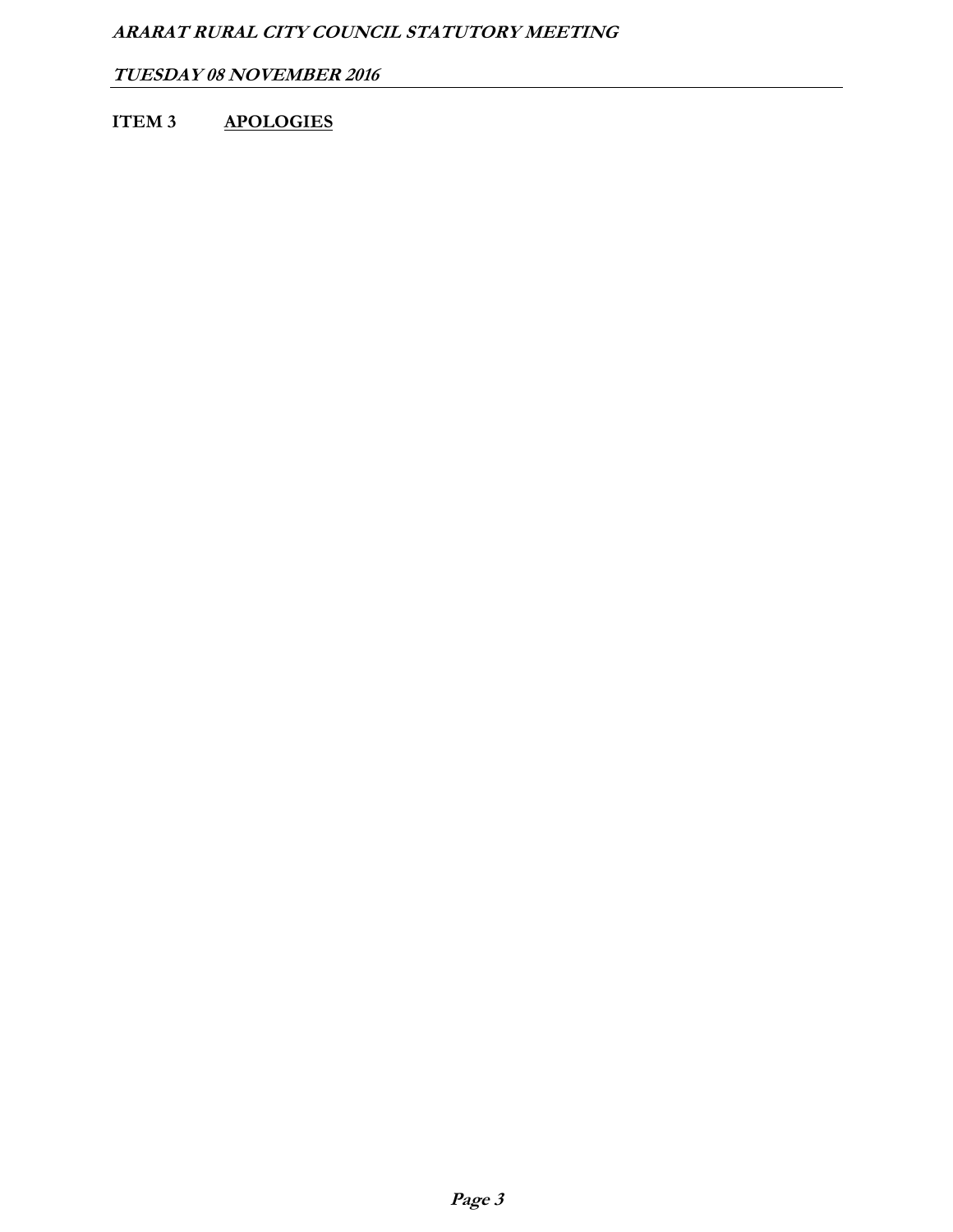**ITEM 3 APOLOGIES**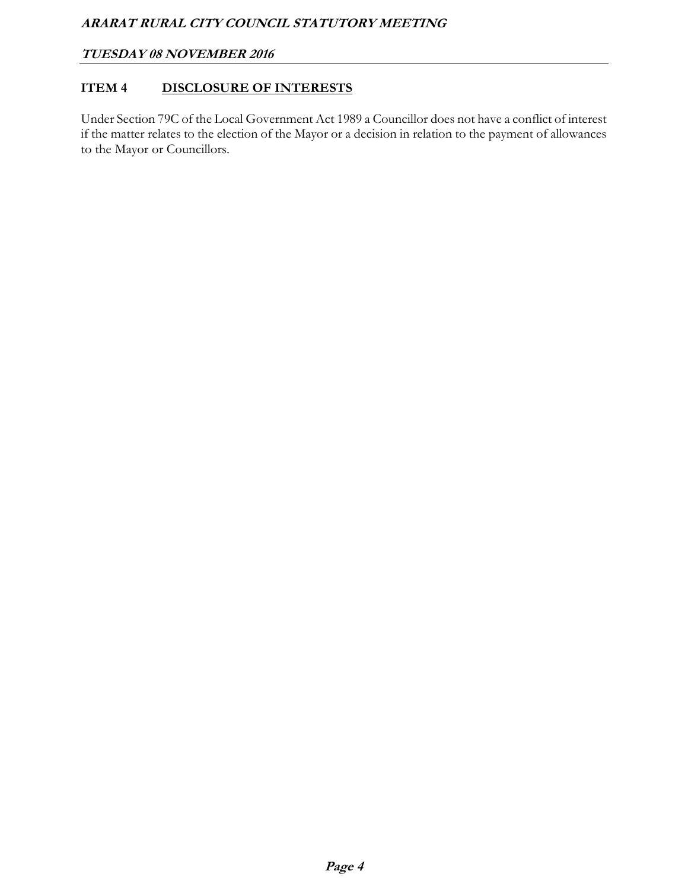## ITEM 4 DISCLOSURE OF INTERESTS

Under Section 79C of the Local Government Act 1989 a Councillor does not have a conflict of interest if the matter relates to the election of the Mayor or a decision in relation to the payment of allowances to the Mayor or Councillors.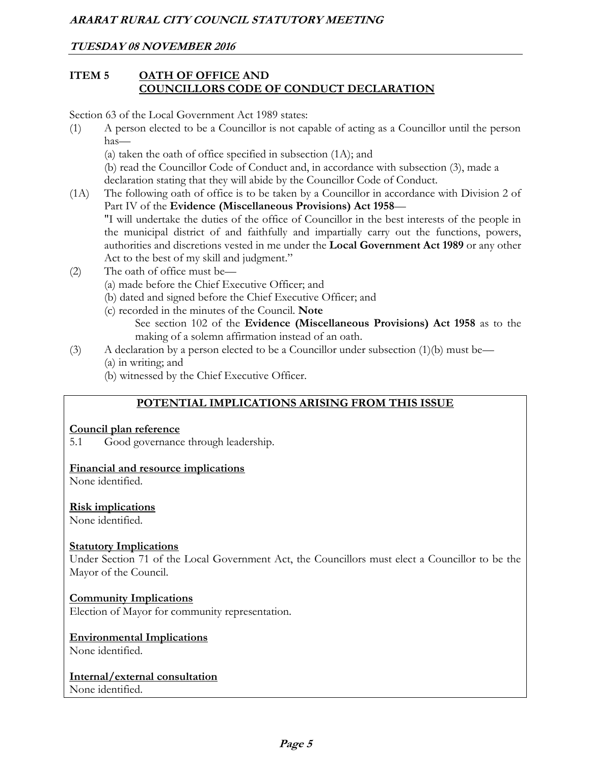## ITEM 5 OATH OF OFFICE AND COUNCILLORS CODE OF CONDUCT DECLARATION

Section 63 of the Local Government Act 1989 states:

(1) A person elected to be a Councillor is not capable of acting as a Councillor until the person has—
  (a) taken the oath of office specified in subsection (1A); and
  (b) read the Councillor Code of Conduct and, in accordance with subsection (3), made a declaration stating that they will abide by the Councillor Code of Conduct.

(1A) The following oath of office is to be taken by a Councillor in accordance with Division 2 of Part IV of the **Evidence (Miscellaneous Provisions) Act 1958**—
  "I will undertake the duties of the office of Councillor in the best interests of the people in the municipal district of and faithfully and impartially carry out the functions, powers, authorities and discretions vested in me under the **Local Government Act 1989** or any other Act to the best of my skill and judgment."

(2) The oath of office must be—
  (a) made before the Chief Executive Officer; and
  (b) dated and signed before the Chief Executive Officer; and
  (c) recorded in the minutes of the Council. **Note**
    See section 102 of the **Evidence (Miscellaneous Provisions) Act 1958** as to the making of a solemn affirmation instead of an oath.

(3) A declaration by a person elected to be a Councillor under subsection (1)(b) must be—
  (a) in writing; and
  (b) witnessed by the Chief Executive Officer.

### POTENTIAL IMPLICATIONS ARISING FROM THIS ISSUE

**Council plan reference**
5.1 Good governance through leadership.

**Financial and resource implications**
None identified.

**Risk implications**
None identified.

**Statutory Implications**
Under Section 71 of the Local Government Act, the Councillors must elect a Councillor to be the Mayor of the Council.

**Community Implications**
Election of Mayor for community representation.

**Environmental Implications**
None identified.

**Internal/external consultation**
None identified.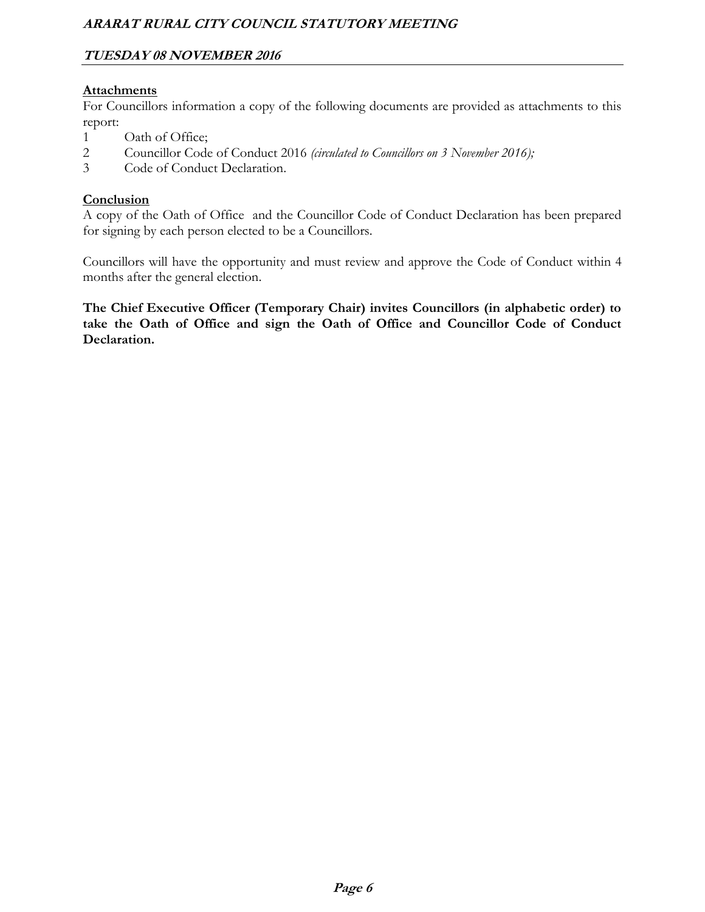**Attachments**

For Councillors information a copy of the following documents are provided as attachments to this report:

1. Oath of Office;
2. Councillor Code of Conduct 2016 *(circulated to Councillors on 3 November 2016);*
3. Code of Conduct Declaration.

**Conclusion**

A copy of the Oath of Office and the Councillor Code of Conduct Declaration has been prepared for signing by each person elected to be a Councillors.

Councillors will have the opportunity and must review and approve the Code of Conduct within 4 months after the general election.

**The Chief Executive Officer (Temporary Chair) invites Councillors (in alphabetic order) to take the Oath of Office and sign the Oath of Office and Councillor Code of Conduct Declaration.**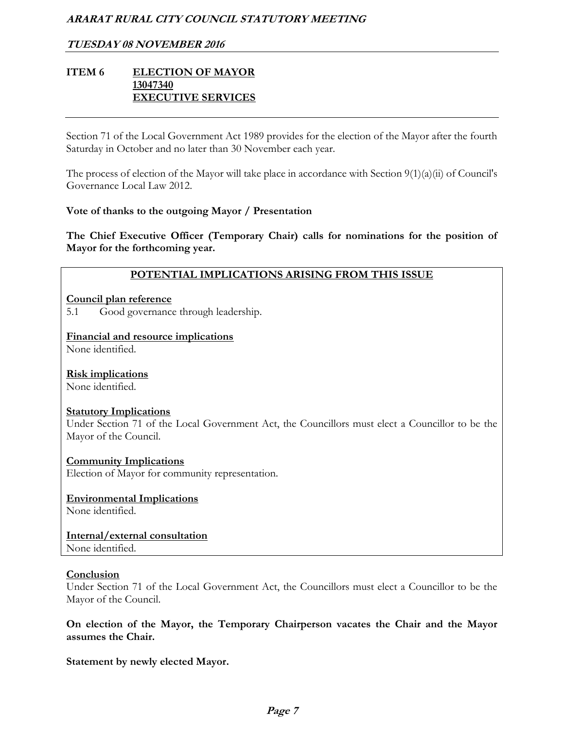## ITEM 6 ELECTION OF MAYOR

**13047340**

**EXECUTIVE SERVICES**

Section 71 of the Local Government Act 1989 provides for the election of the Mayor after the fourth Saturday in October and no later than 30 November each year.

The process of election of the Mayor will take place in accordance with Section 9(1)(a)(ii) of Council's Governance Local Law 2012.

**Vote of thanks to the outgoing Mayor / Presentation**

**The Chief Executive Officer (Temporary Chair) calls for nominations for the position of Mayor for the forthcoming year.**

### POTENTIAL IMPLICATIONS ARISING FROM THIS ISSUE

**Council plan reference**

5.1 Good governance through leadership.

**Financial and resource implications**

None identified.

**Risk implications**

None identified.

**Statutory Implications**

Under Section 71 of the Local Government Act, the Councillors must elect a Councillor to be the Mayor of the Council.

**Community Implications**

Election of Mayor for community representation.

**Environmental Implications**

None identified.

**Internal/external consultation**

None identified.

**Conclusion**

Under Section 71 of the Local Government Act, the Councillors must elect a Councillor to be the Mayor of the Council.

**On election of the Mayor, the Temporary Chairperson vacates the Chair and the Mayor assumes the Chair.**

**Statement by newly elected Mayor.**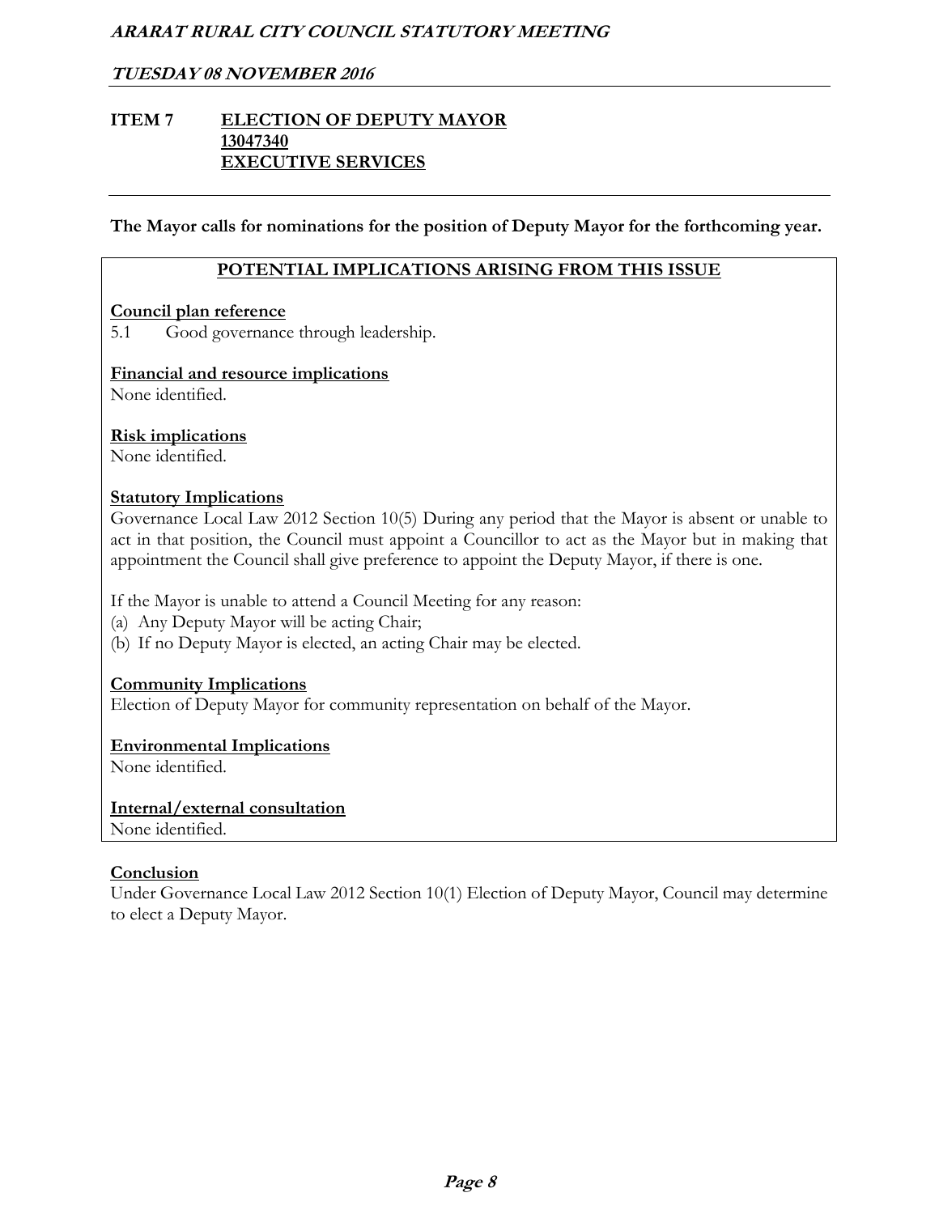## ITEM 7 ELECTION OF DEPUTY MAYOR
### 13047340
### EXECUTIVE SERVICES

**The Mayor calls for nominations for the position of Deputy Mayor for the forthcoming year.**

### POTENTIAL IMPLICATIONS ARISING FROM THIS ISSUE

**Council plan reference**
5.1 Good governance through leadership.

**Financial and resource implications**
None identified.

**Risk implications**
None identified.

**Statutory Implications**
Governance Local Law 2012 Section 10(5) During any period that the Mayor is absent or unable to act in that position, the Council must appoint a Councillor to act as the Mayor but in making that appointment the Council shall give preference to appoint the Deputy Mayor, if there is one.

If the Mayor is unable to attend a Council Meeting for any reason:
(a) Any Deputy Mayor will be acting Chair;
(b) If no Deputy Mayor is elected, an acting Chair may be elected.

**Community Implications**
Election of Deputy Mayor for community representation on behalf of the Mayor.

**Environmental Implications**
None identified.

**Internal/external consultation**
None identified.

**Conclusion**
Under Governance Local Law 2012 Section 10(1) Election of Deputy Mayor, Council may determine to elect a Deputy Mayor.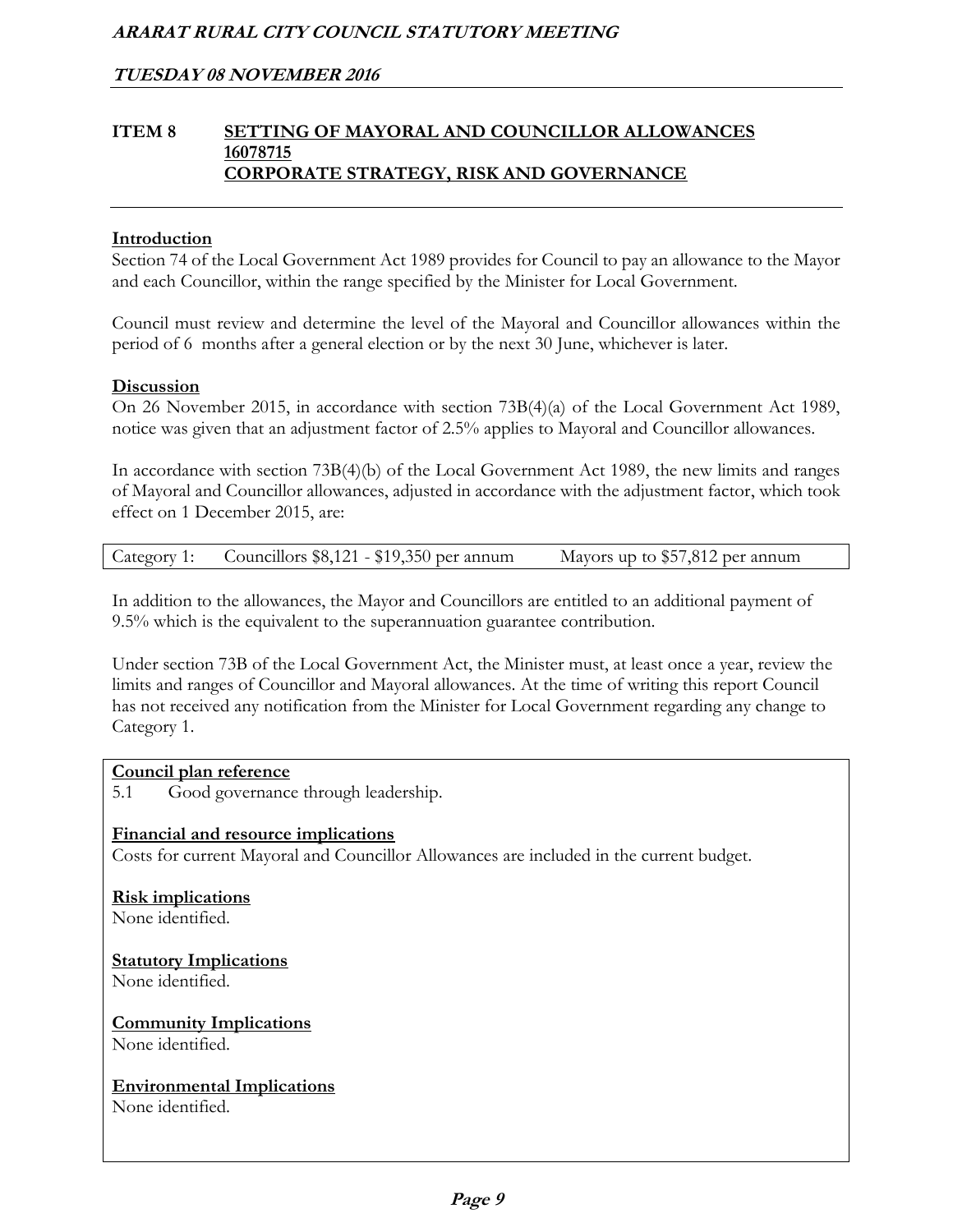## ITEM 8 SETTING OF MAYORAL AND COUNCILLOR ALLOWANCES 16078715 CORPORATE STRATEGY, RISK AND GOVERNANCE

### Introduction

Section 74 of the Local Government Act 1989 provides for Council to pay an allowance to the Mayor and each Councillor, within the range specified by the Minister for Local Government.

Council must review and determine the level of the Mayoral and Councillor allowances within the period of 6 months after a general election or by the next 30 June, whichever is later.

### Discussion

On 26 November 2015, in accordance with section 73B(4)(a) of the Local Government Act 1989, notice was given that an adjustment factor of 2.5% applies to Mayoral and Councillor allowances.

In accordance with section 73B(4)(b) of the Local Government Act 1989, the new limits and ranges of Mayoral and Councillor allowances, adjusted in accordance with the adjustment factor, which took effect on 1 December 2015, are:

| Category 1: | Councillors $8,121 - $19,350 per annum | Mayors up to $57,812 per annum |
|---|---|---|

In addition to the allowances, the Mayor and Councillors are entitled to an additional payment of 9.5% which is the equivalent to the superannuation guarantee contribution.

Under section 73B of the Local Government Act, the Minister must, at least once a year, review the limits and ranges of Councillor and Mayoral allowances. At the time of writing this report Council has not received any notification from the Minister for Local Government regarding any change to Category 1.

### Council plan reference

5.1 Good governance through leadership.

### Financial and resource implications

Costs for current Mayoral and Councillor Allowances are included in the current budget.

### Risk implications

None identified.

### Statutory Implications

None identified.

### Community Implications

None identified.

### Environmental Implications

None identified.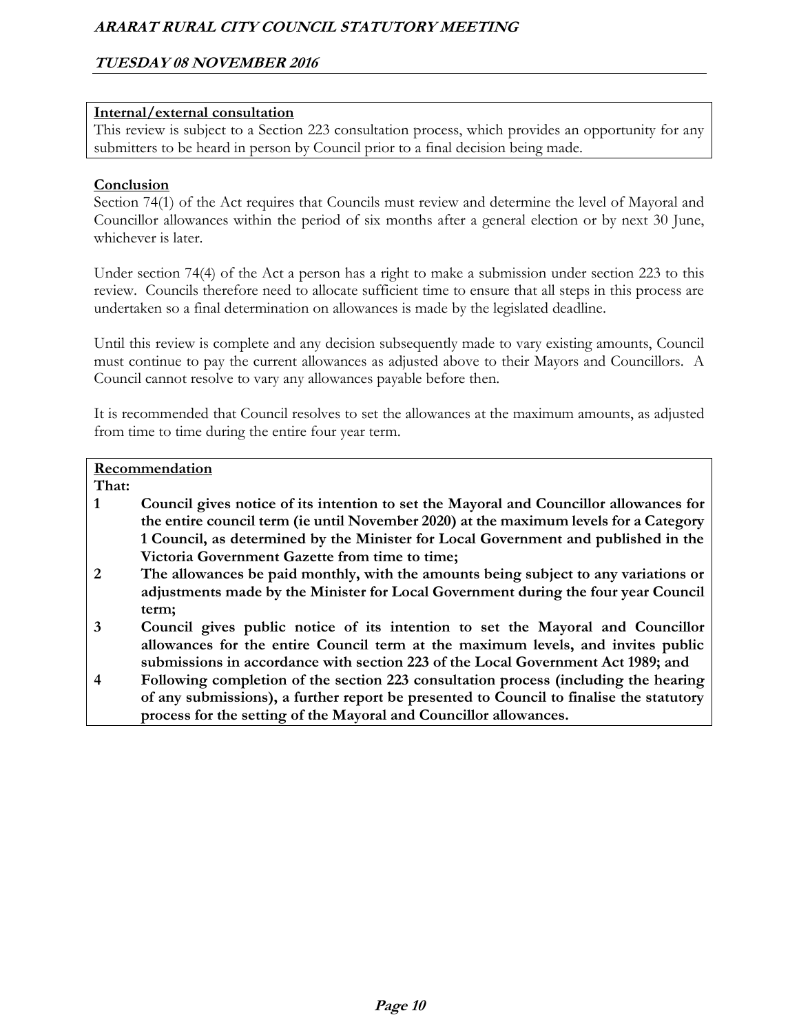**Internal/external consultation**

This review is subject to a Section 223 consultation process, which provides an opportunity for any submitters to be heard in person by Council prior to a final decision being made.

**Conclusion**

Section 74(1) of the Act requires that Councils must review and determine the level of Mayoral and Councillor allowances within the period of six months after a general election or by next 30 June, whichever is later.

Under section 74(4) of the Act a person has a right to make a submission under section 223 to this review. Councils therefore need to allocate sufficient time to ensure that all steps in this process are undertaken so a final determination on allowances is made by the legislated deadline.

Until this review is complete and any decision subsequently made to vary existing amounts, Council must continue to pay the current allowances as adjusted above to their Mayors and Councillors. A Council cannot resolve to vary any allowances payable before then.

It is recommended that Council resolves to set the allowances at the maximum amounts, as adjusted from time to time during the entire four year term.

**Recommendation**

**That:**

**1 Council gives notice of its intention to set the Mayoral and Councillor allowances for the entire council term (ie until November 2020) at the maximum levels for a Category 1 Council, as determined by the Minister for Local Government and published in the Victoria Government Gazette from time to time;**

**2 The allowances be paid monthly, with the amounts being subject to any variations or adjustments made by the Minister for Local Government during the four year Council term;**

**3 Council gives public notice of its intention to set the Mayoral and Councillor allowances for the entire Council term at the maximum levels, and invites public submissions in accordance with section 223 of the Local Government Act 1989; and**

**4 Following completion of the section 223 consultation process (including the hearing of any submissions), a further report be presented to Council to finalise the statutory process for the setting of the Mayoral and Councillor allowances.**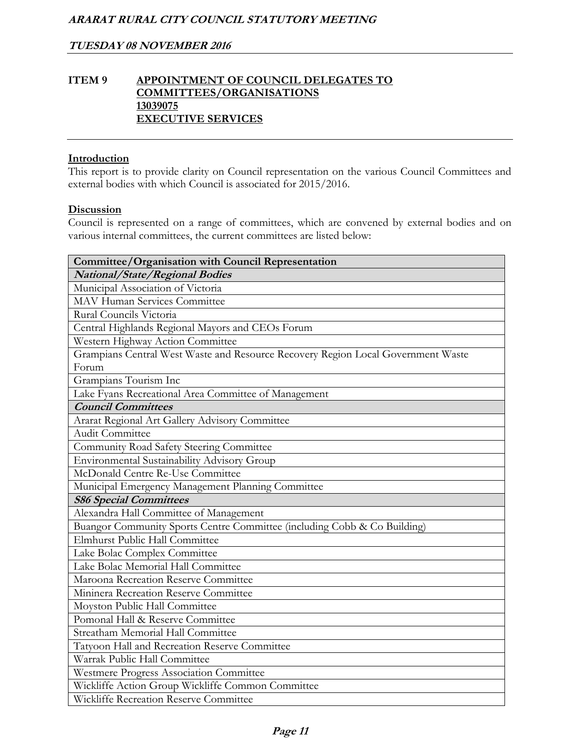## ITEM 9 APPOINTMENT OF COUNCIL DELEGATES TO COMMITTEES/ORGANISATIONS

**13039075**

**EXECUTIVE SERVICES**

### Introduction

This report is to provide clarity on Council representation on the various Council Committees and external bodies with which Council is associated for 2015/2016.

### Discussion

Council is represented on a range of committees, which are convened by external bodies and on various internal committees, the current committees are listed below:

| Committee/Organisation with Council Representation |
|---|
| ***National/State/Regional Bodies*** |
| Municipal Association of Victoria |
| MAV Human Services Committee |
| Rural Councils Victoria |
| Central Highlands Regional Mayors and CEOs Forum |
| Western Highway Action Committee |
| Grampians Central West Waste and Resource Recovery Region Local Government Waste Forum |
| Grampians Tourism Inc |
| Lake Fyans Recreational Area Committee of Management |
| ***Council Committees*** |
| Ararat Regional Art Gallery Advisory Committee |
| Audit Committee |
| Community Road Safety Steering Committee |
| Environmental Sustainability Advisory Group |
| McDonald Centre Re-Use Committee |
| Municipal Emergency Management Planning Committee |
| ***S86 Special Committees*** |
| Alexandra Hall Committee of Management |
| Buangor Community Sports Centre Committee (including Cobb & Co Building) |
| Elmhurst Public Hall Committee |
| Lake Bolac Complex Committee |
| Lake Bolac Memorial Hall Committee |
| Maroona Recreation Reserve Committee |
| Mininera Recreation Reserve Committee |
| Moyston Public Hall Committee |
| Pomonal Hall & Reserve Committee |
| Streatham Memorial Hall Committee |
| Tatyoon Hall and Recreation Reserve Committee |
| Warrak Public Hall Committee |
| Westmere Progress Association Committee |
| Wickliffe Action Group Wickliffe Common Committee |
| Wickliffe Recreation Reserve Committee |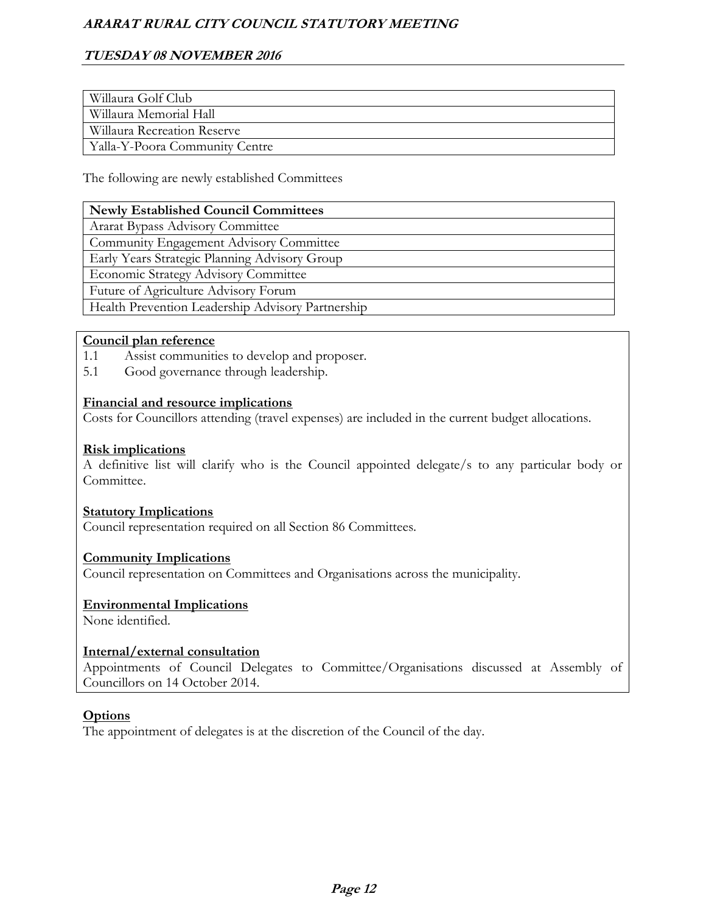| Willaura Golf Club |
|---|
| Willaura Memorial Hall |
| Willaura Recreation Reserve |
| Yalla-Y-Poora Community Centre |

The following are newly established Committees

| Newly Established Council Committees |
|---|
| Ararat Bypass Advisory Committee |
| Community Engagement Advisory Committee |
| Early Years Strategic Planning Advisory Group |
| Economic Strategy Advisory Committee |
| Future of Agriculture Advisory Forum |
| Health Prevention Leadership Advisory Partnership |

**Council plan reference**

1.1 Assist communities to develop and proposer.

5.1 Good governance through leadership.

**Financial and resource implications**

Costs for Councillors attending (travel expenses) are included in the current budget allocations.

**Risk implications**

A definitive list will clarify who is the Council appointed delegate/s to any particular body or Committee.

**Statutory Implications**

Council representation required on all Section 86 Committees.

**Community Implications**

Council representation on Committees and Organisations across the municipality.

**Environmental Implications**

None identified.

**Internal/external consultation**

Appointments of Council Delegates to Committee/Organisations discussed at Assembly of Councillors on 14 October 2014.

**Options**

The appointment of delegates is at the discretion of the Council of the day.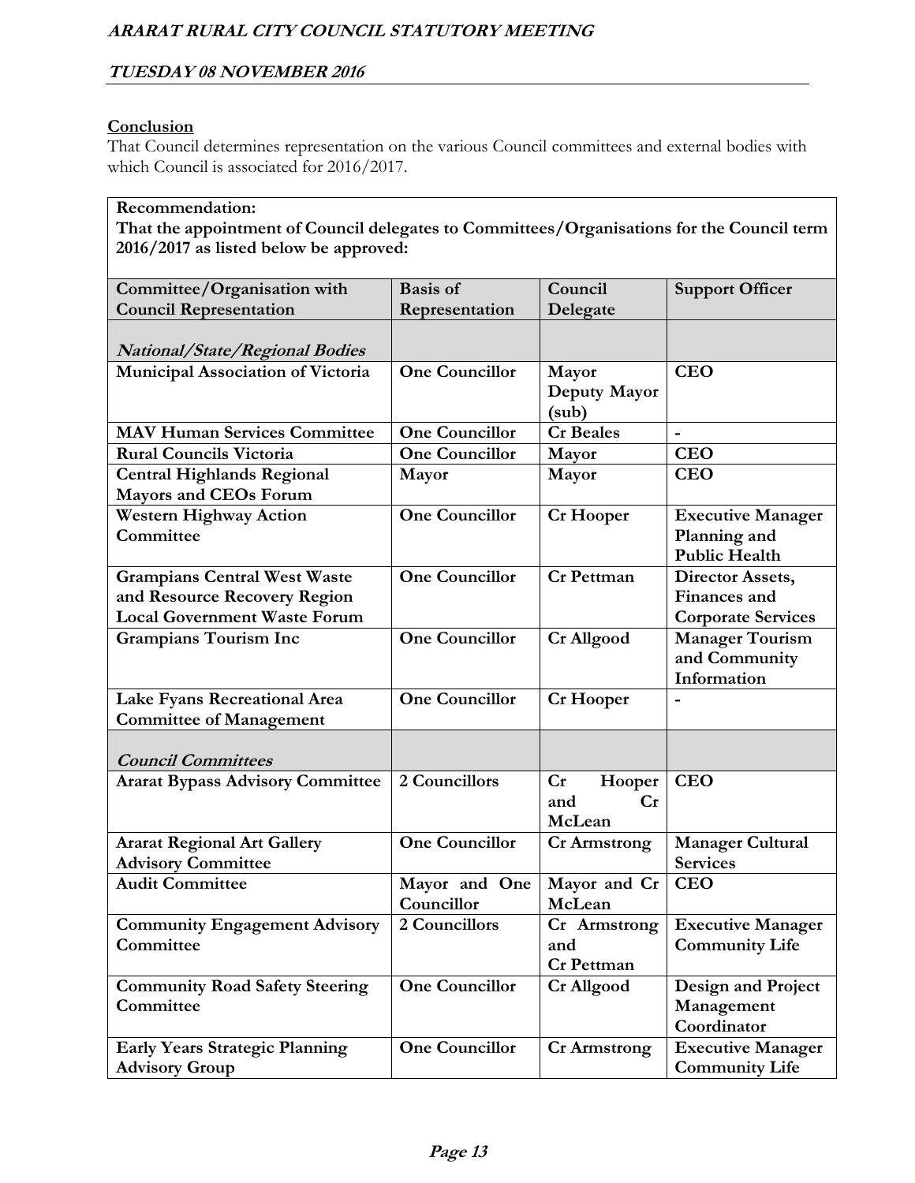**Conclusion**

That Council determines representation on the various Council committees and external bodies with which Council is associated for 2016/2017.

**Recommendation:**

**That the appointment of Council delegates to Committees/Organisations for the Council term 2016/2017 as listed below be approved:**

| Committee/Organisation with Council Representation | Basis of Representation | Council Delegate | Support Officer |
|---|---|---|---|
| ***National/State/Regional Bodies*** | | | |
| **Municipal Association of Victoria** | **One Councillor** | **Mayor Deputy Mayor (sub)** | **CEO** |
| **MAV Human Services Committee** | **One Councillor** | **Cr Beales** | **-** |
| **Rural Councils Victoria** | **One Councillor** | **Mayor** | **CEO** |
| **Central Highlands Regional Mayors and CEOs Forum** | **Mayor** | **Mayor** | **CEO** |
| **Western Highway Action Committee** | **One Councillor** | **Cr Hooper** | **Executive Manager Planning and Public Health** |
| **Grampians Central West Waste and Resource Recovery Region Local Government Waste Forum** | **One Councillor** | **Cr Pettman** | **Director Assets, Finances and Corporate Services** |
| **Grampians Tourism Inc** | **One Councillor** | **Cr Allgood** | **Manager Tourism and Community Information** |
| **Lake Fyans Recreational Area Committee of Management** | **One Councillor** | **Cr Hooper** | **-** |
| ***Council Committees*** | | | |
| **Ararat Bypass Advisory Committee** | **2 Councillors** | **Cr Hooper and Cr McLean** | **CEO** |
| **Ararat Regional Art Gallery Advisory Committee** | **One Councillor** | **Cr Armstrong** | **Manager Cultural Services** |
| **Audit Committee** | **Mayor and One Councillor** | **Mayor and Cr McLean** | **CEO** |
| **Community Engagement Advisory Committee** | **2 Councillors** | **Cr Armstrong and Cr Pettman** | **Executive Manager Community Life** |
| **Community Road Safety Steering Committee** | **One Councillor** | **Cr Allgood** | **Design and Project Management Coordinator** |
| **Early Years Strategic Planning Advisory Group** | **One Councillor** | **Cr Armstrong** | **Executive Manager Community Life** |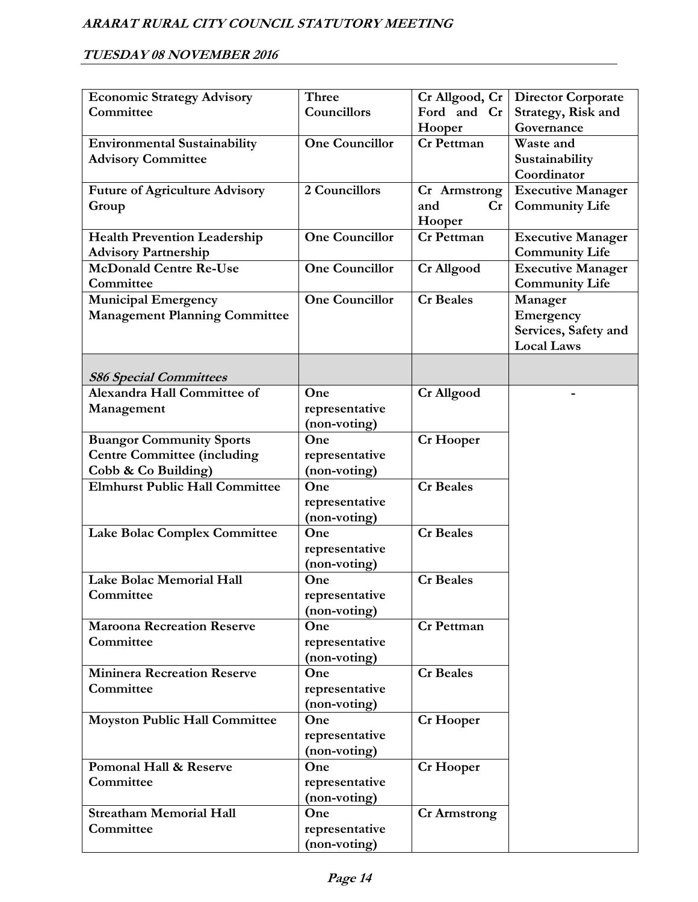| **Economic Strategy Advisory Committee** | **Three Councillors** | **Cr Allgood, Cr Ford and Cr Hooper** | **Director Corporate Strategy, Risk and Governance** |
|---|---|---|---|
| **Environmental Sustainability Advisory Committee** | **One Councillor** | **Cr Pettman** | **Waste and Sustainability Coordinator** |
| **Future of Agriculture Advisory Group** | **2 Councillors** | **Cr Armstrong and Cr Hooper** | **Executive Manager Community Life** |
| **Health Prevention Leadership Advisory Partnership** | **One Councillor** | **Cr Pettman** | **Executive Manager Community Life** |
| **McDonald Centre Re-Use Committee** | **One Councillor** | **Cr Allgood** | **Executive Manager Community Life** |
| **Municipal Emergency Management Planning Committee** | **One Councillor** | **Cr Beales** | **Manager Emergency Services, Safety and Local Laws** |
| ***S86 Special Committees*** | | | |
| **Alexandra Hall Committee of Management** | **One representative (non-voting)** | **Cr Allgood** | **-** |
| **Buangor Community Sports Centre Committee (including Cobb & Co Building)** | **One representative (non-voting)** | **Cr Hooper** | |
| **Elmhurst Public Hall Committee** | **One representative (non-voting)** | **Cr Beales** | |
| **Lake Bolac Complex Committee** | **One representative (non-voting)** | **Cr Beales** | |
| **Lake Bolac Memorial Hall Committee** | **One representative (non-voting)** | **Cr Beales** | |
| **Maroona Recreation Reserve Committee** | **One representative (non-voting)** | **Cr Pettman** | |
| **Mininera Recreation Reserve Committee** | **One representative (non-voting)** | **Cr Beales** | |
| **Moyston Public Hall Committee** | **One representative (non-voting)** | **Cr Hooper** | |
| **Pomonal Hall & Reserve Committee** | **One representative (non-voting)** | **Cr Hooper** | |
| **Streatham Memorial Hall Committee** | **One representative (non-voting)** | **Cr Armstrong** | |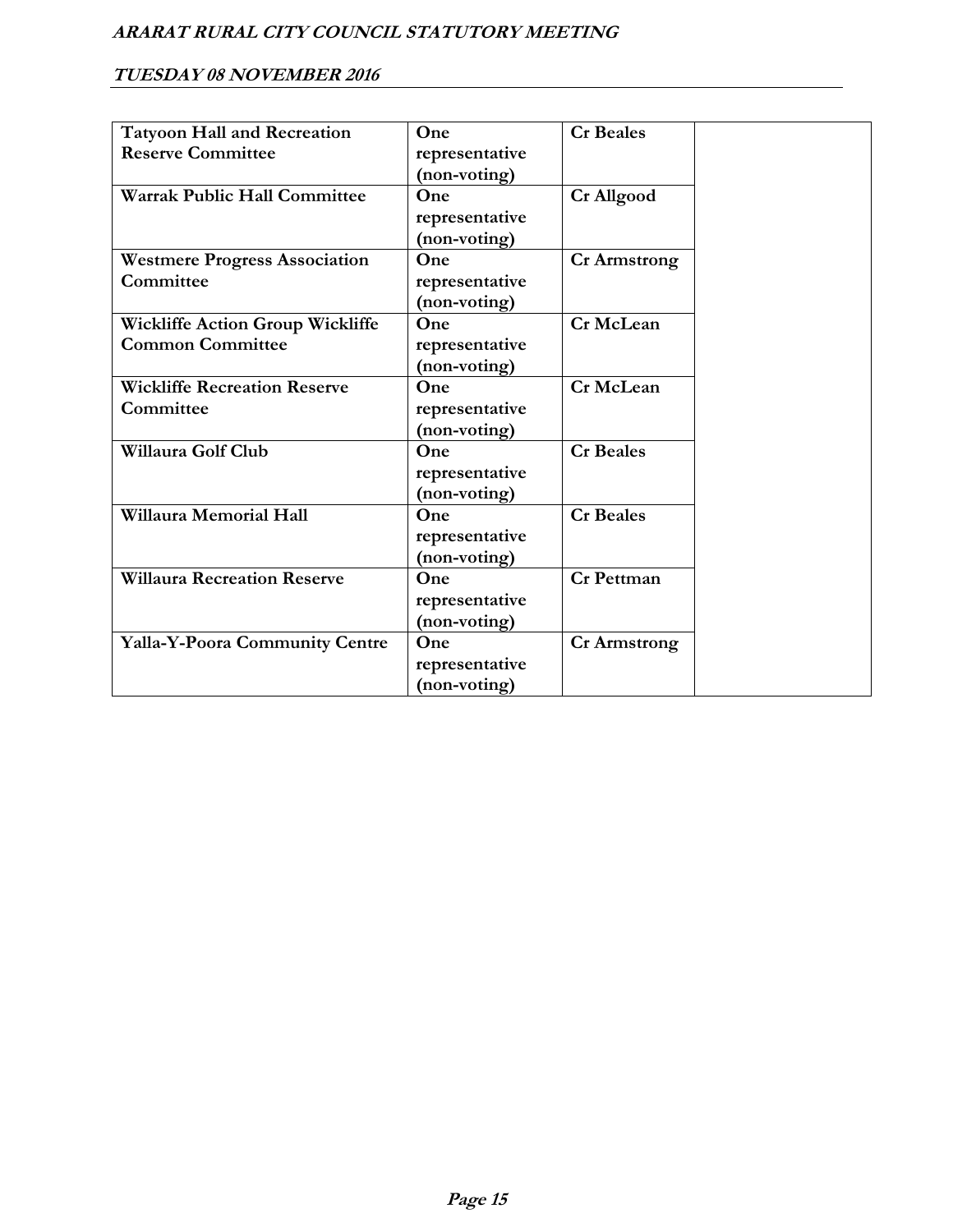| **Tatyoon Hall and Recreation Reserve Committee** | **One representative (non-voting)** | **Cr Beales** | |
|---|---|---|---|
| **Warrak Public Hall Committee** | **One representative (non-voting)** | **Cr Allgood** | |
| **Westmere Progress Association Committee** | **One representative (non-voting)** | **Cr Armstrong** | |
| **Wickliffe Action Group Wickliffe Common Committee** | **One representative (non-voting)** | **Cr McLean** | |
| **Wickliffe Recreation Reserve Committee** | **One representative (non-voting)** | **Cr McLean** | |
| **Willaura Golf Club** | **One representative (non-voting)** | **Cr Beales** | |
| **Willaura Memorial Hall** | **One representative (non-voting)** | **Cr Beales** | |
| **Willaura Recreation Reserve** | **One representative (non-voting)** | **Cr Pettman** | |
| **Yalla-Y-Poora Community Centre** | **One representative (non-voting)** | **Cr Armstrong** | |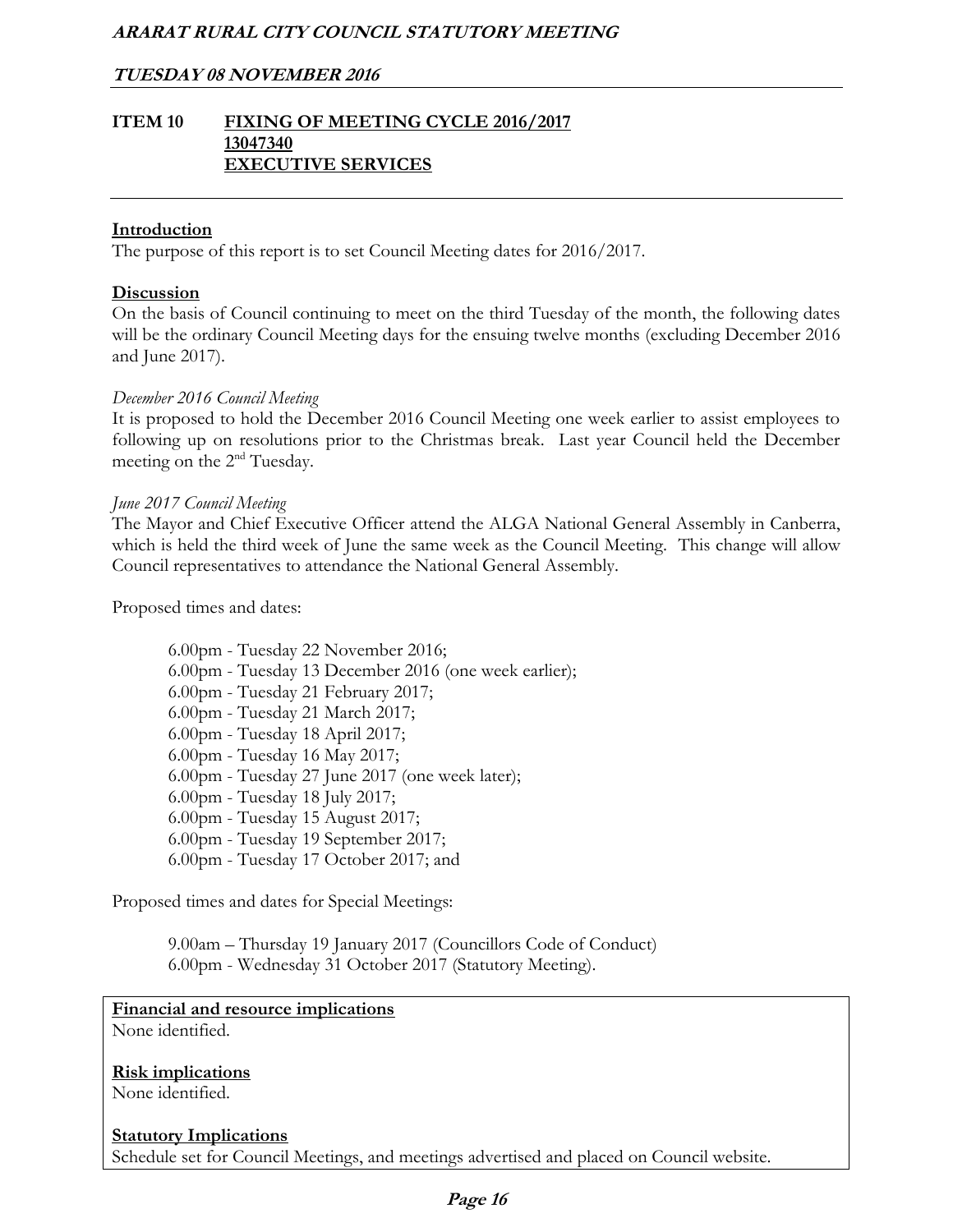## ITEM 10 FIXING OF MEETING CYCLE 2016/2017

**13047340**
**EXECUTIVE SERVICES**

**Introduction**
The purpose of this report is to set Council Meeting dates for 2016/2017.

**Discussion**
On the basis of Council continuing to meet on the third Tuesday of the month, the following dates will be the ordinary Council Meeting days for the ensuing twelve months (excluding December 2016 and June 2017).

*December 2016 Council Meeting*
It is proposed to hold the December 2016 Council Meeting one week earlier to assist employees to following up on resolutions prior to the Christmas break. Last year Council held the December meeting on the 2nd Tuesday.

*June 2017 Council Meeting*
The Mayor and Chief Executive Officer attend the ALGA National General Assembly in Canberra, which is held the third week of June the same week as the Council Meeting. This change will allow Council representatives to attendance the National General Assembly.

Proposed times and dates:

- 6.00pm - Tuesday 22 November 2016;
- 6.00pm - Tuesday 13 December 2016 (one week earlier);
- 6.00pm - Tuesday 21 February 2017;
- 6.00pm - Tuesday 21 March 2017;
- 6.00pm - Tuesday 18 April 2017;
- 6.00pm - Tuesday 16 May 2017;
- 6.00pm - Tuesday 27 June 2017 (one week later);
- 6.00pm - Tuesday 18 July 2017;
- 6.00pm - Tuesday 15 August 2017;
- 6.00pm - Tuesday 19 September 2017;
- 6.00pm - Tuesday 17 October 2017; and

Proposed times and dates for Special Meetings:

- 9.00am – Thursday 19 January 2017 (Councillors Code of Conduct)
- 6.00pm - Wednesday 31 October 2017 (Statutory Meeting).

**Financial and resource implications**
None identified.

**Risk implications**
None identified.

**Statutory Implications**
Schedule set for Council Meetings, and meetings advertised and placed on Council website.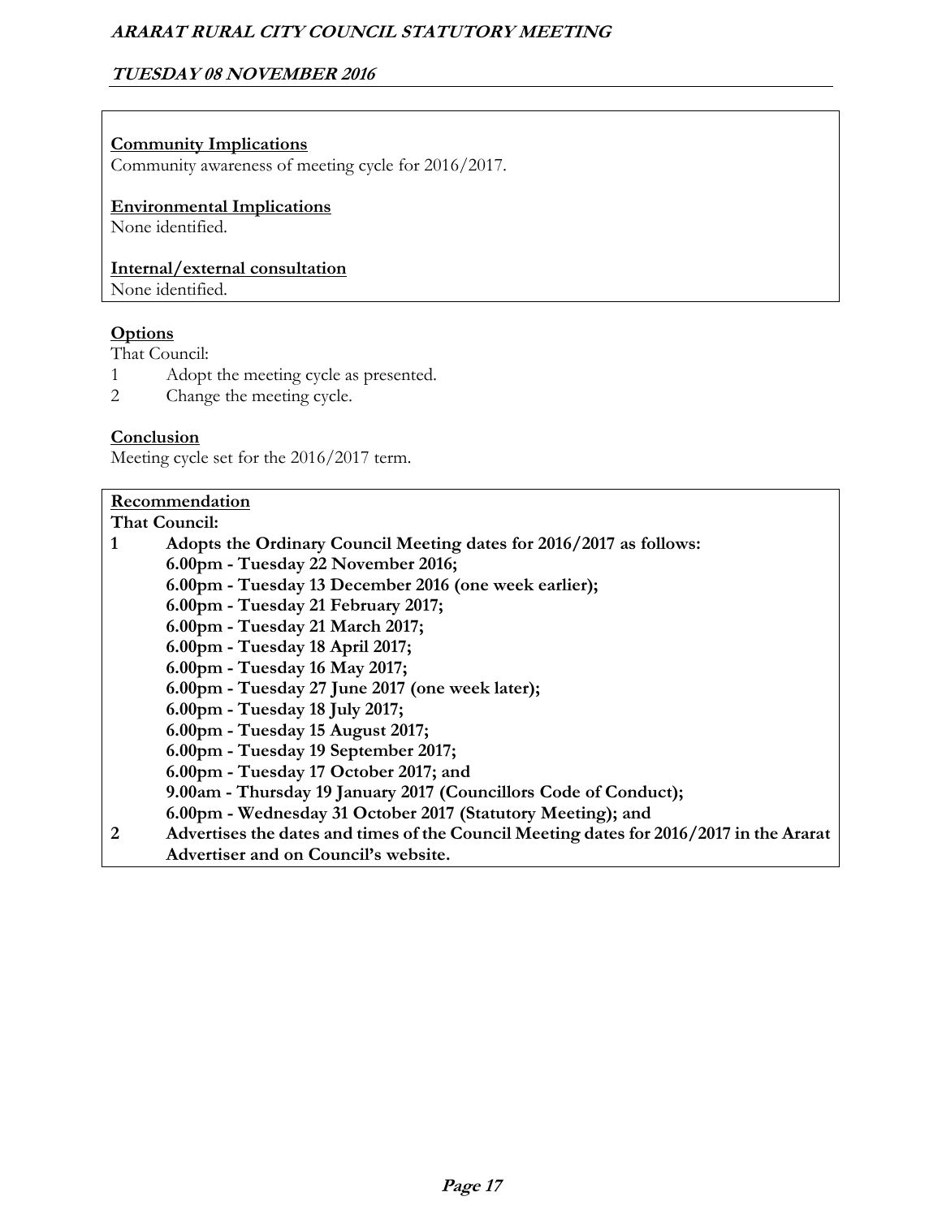**Community Implications**
Community awareness of meeting cycle for 2016/2017.

**Environmental Implications**
None identified.

**Internal/external consultation**
None identified.

**Options**
That Council:
1 Adopt the meeting cycle as presented.
2 Change the meeting cycle.

**Conclusion**
Meeting cycle set for the 2016/2017 term.

**Recommendation**
**That Council:**
**1 Adopts the Ordinary Council Meeting dates for 2016/2017 as follows:**
**6.00pm - Tuesday 22 November 2016;**
**6.00pm - Tuesday 13 December 2016 (one week earlier);**
**6.00pm - Tuesday 21 February 2017;**
**6.00pm - Tuesday 21 March 2017;**
**6.00pm - Tuesday 18 April 2017;**
**6.00pm - Tuesday 16 May 2017;**
**6.00pm - Tuesday 27 June 2017 (one week later);**
**6.00pm - Tuesday 18 July 2017;**
**6.00pm - Tuesday 15 August 2017;**
**6.00pm - Tuesday 19 September 2017;**
**6.00pm - Tuesday 17 October 2017; and**
**9.00am - Thursday 19 January 2017 (Councillors Code of Conduct);**
**6.00pm - Wednesday 31 October 2017 (Statutory Meeting); and**
**2 Advertises the dates and times of the Council Meeting dates for 2016/2017 in the Ararat Advertiser and on Council's website.**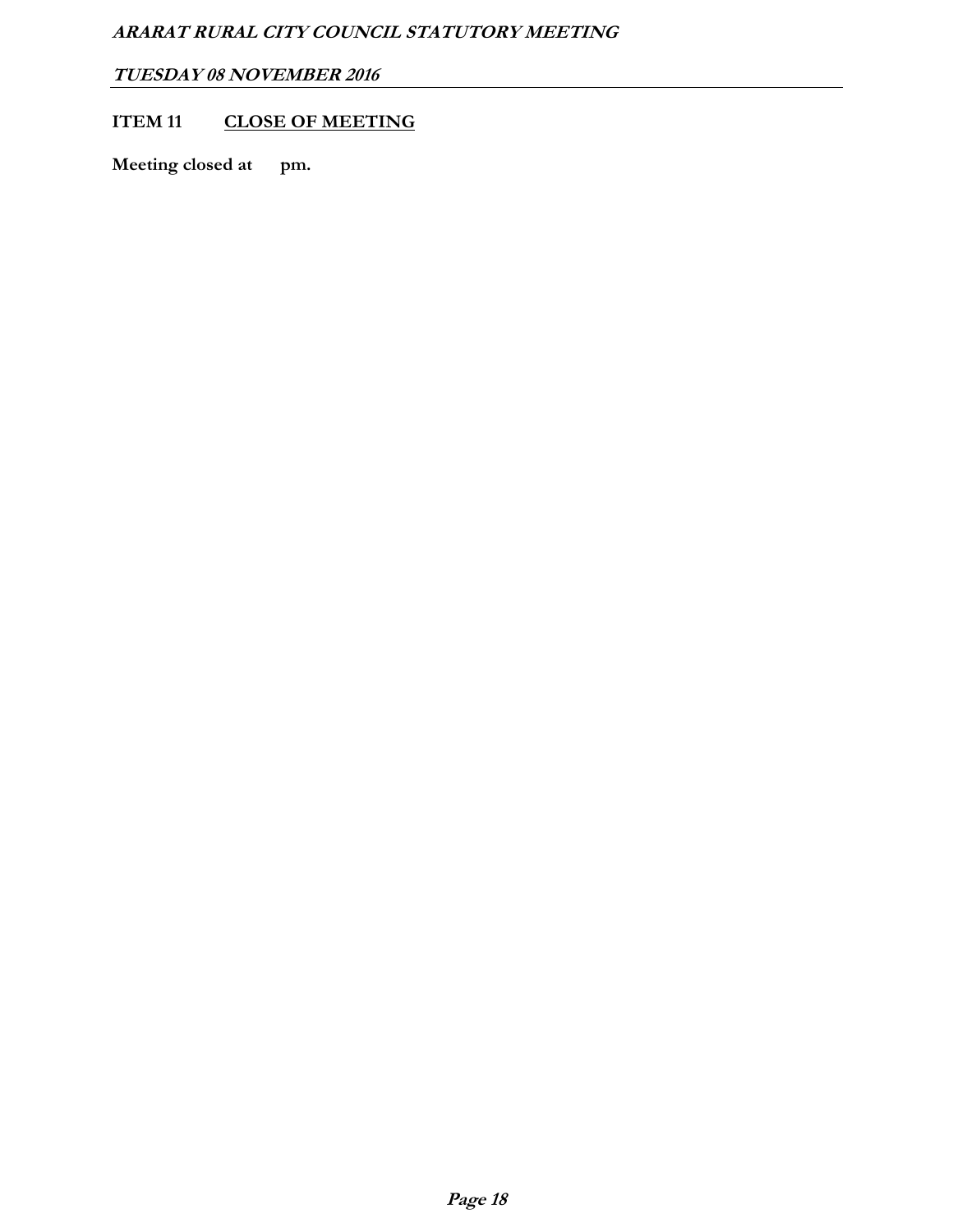## ITEM 11 CLOSE OF MEETING

**Meeting closed at pm.**